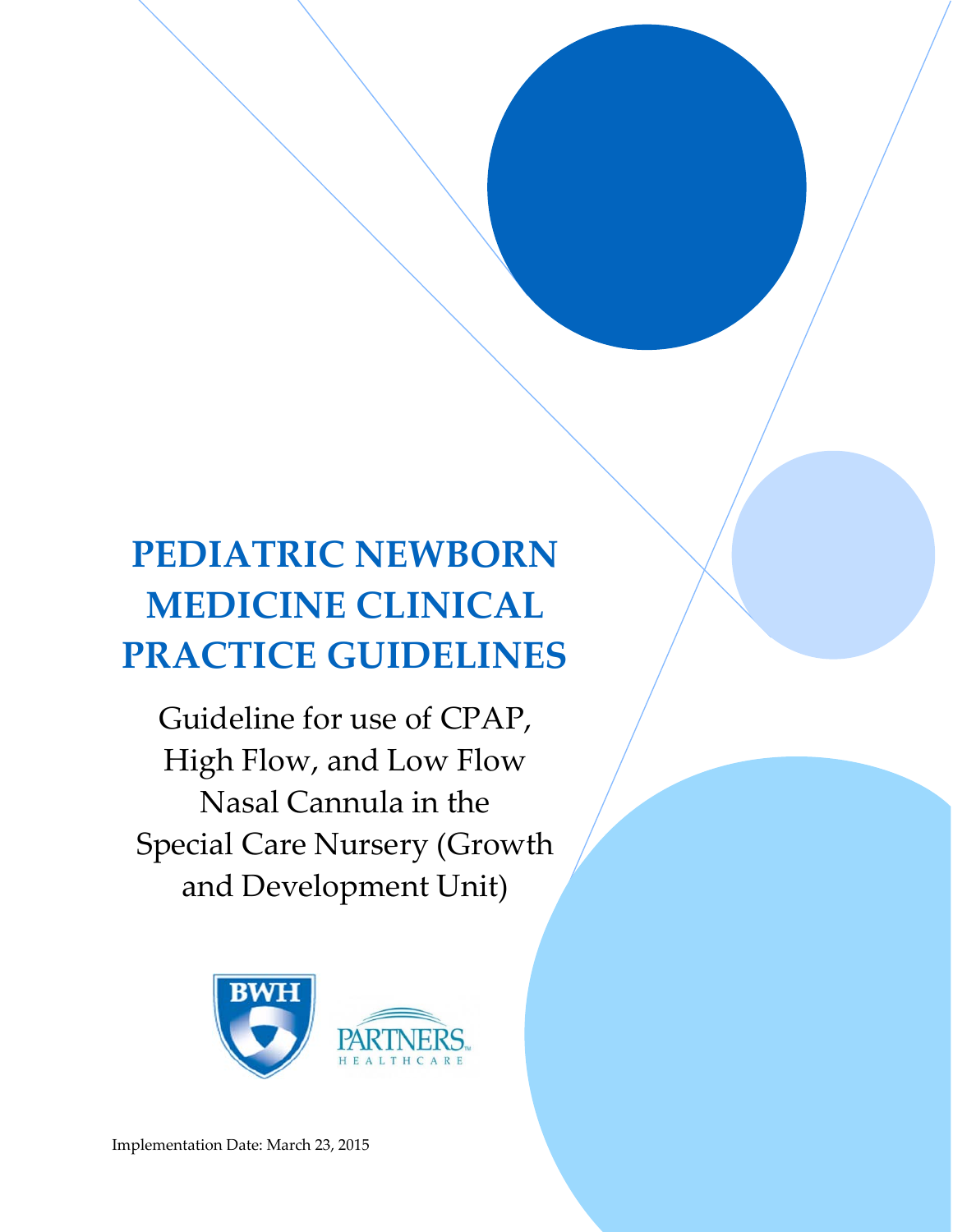# PEDIATRIC NEWBORN MEDICINE CLINICAL PRACTICE GUIDELINES

Guideline for use of CPAP, High Flow, and Low Flow Nasal Cannula in the Special Care Nursery (Growth and Development Unit)

BWH

PARTNERS HEALTHCARE

Implementation Date: March 23, 2015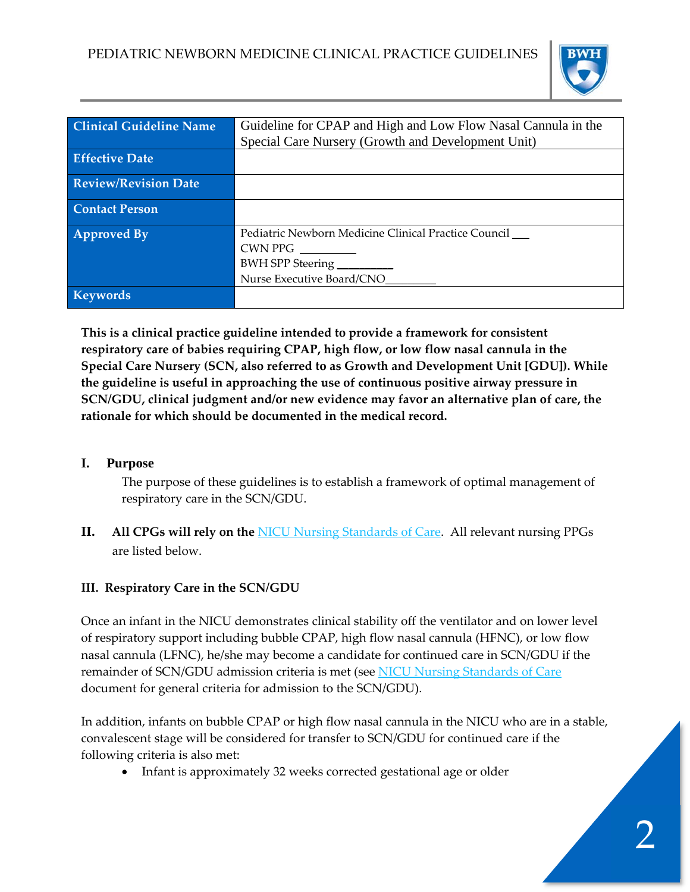| Clinical Guideline Name | Guideline for CPAP and High and Low Flow Nasal Cannula in the Special Care Nursery (Growth and Development Unit) |
|---|---|
| Effective Date | |
| Review/Revision Date | |
| Contact Person | |
| Approved By | Pediatric Newborn Medicine Clinical Practice Council ___<br>CWN PPG _________<br>BWH SPP Steering _________<br>Nurse Executive Board/CNO_________ |
| Keywords | |

**This is a clinical practice guideline intended to provide a framework for consistent respiratory care of babies requiring CPAP, high flow, or low flow nasal cannula in the Special Care Nursery (SCN, also referred to as Growth and Development Unit [GDU]). While the guideline is useful in approaching the use of continuous positive airway pressure in SCN/GDU, clinical judgment and/or new evidence may favor an alternative plan of care, the rationale for which should be documented in the medical record.**

## I. Purpose

The purpose of these guidelines is to establish a framework of optimal management of respiratory care in the SCN/GDU.

## II. All CPGs will rely on the NICU Nursing Standards of Care. All relevant nursing PPGs are listed below.

### III. Respiratory Care in the SCN/GDU

Once an infant in the NICU demonstrates clinical stability off the ventilator and on lower level of respiratory support including bubble CPAP, high flow nasal cannula (HFNC), or low flow nasal cannula (LFNC), he/she may become a candidate for continued care in SCN/GDU if the remainder of SCN/GDU admission criteria is met (see NICU Nursing Standards of Care document for general criteria for admission to the SCN/GDU).

In addition, infants on bubble CPAP or high flow nasal cannula in the NICU who are in a stable, convalescent stage will be considered for transfer to SCN/GDU for continued care if the following criteria is also met:

- Infant is approximately 32 weeks corrected gestational age or older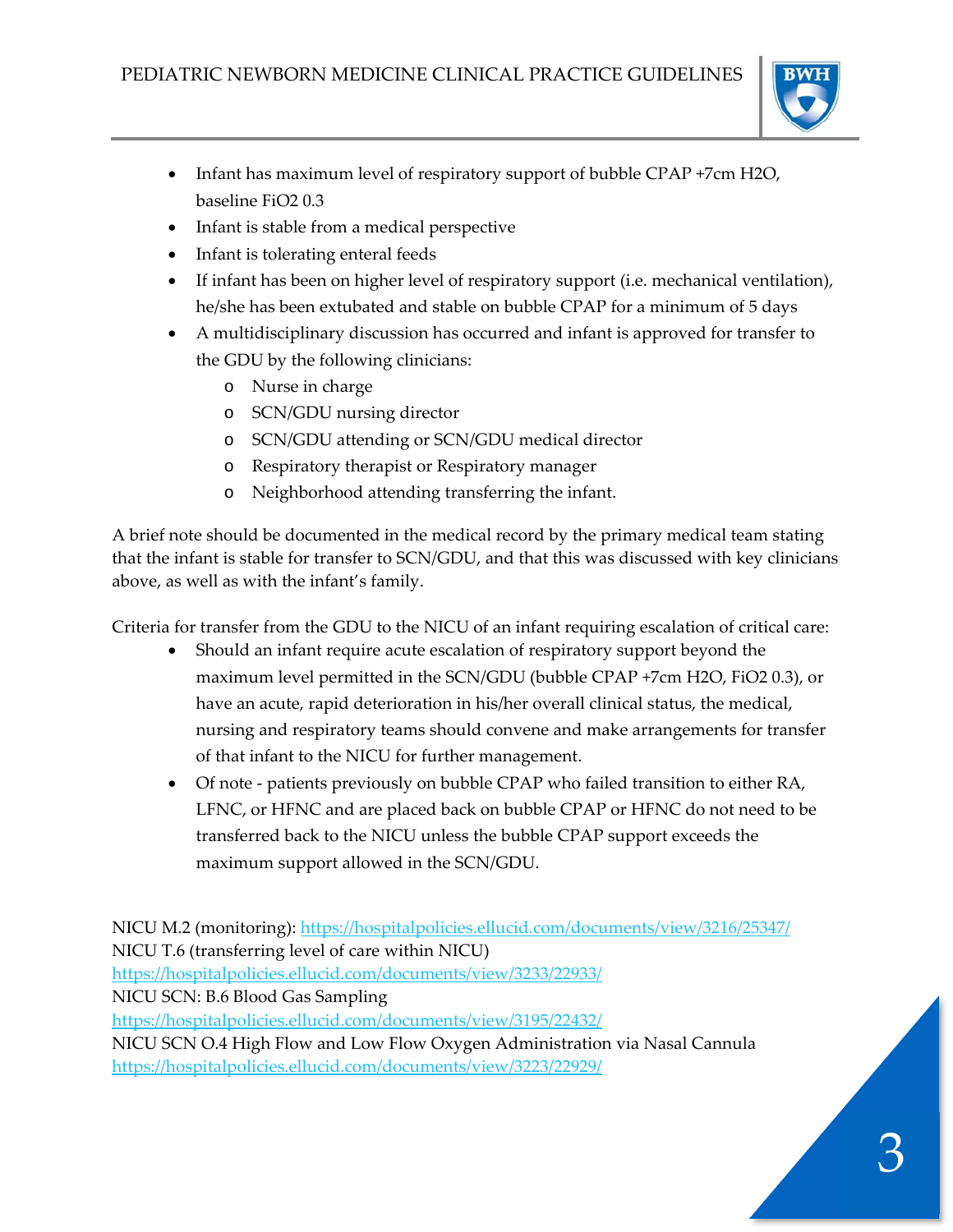- Infant has maximum level of respiratory support of bubble CPAP +7cm H2O, baseline FiO2 0.3
- Infant is stable from a medical perspective
- Infant is tolerating enteral feeds
- If infant has been on higher level of respiratory support (i.e. mechanical ventilation), he/she has been extubated and stable on bubble CPAP for a minimum of 5 days
- A multidisciplinary discussion has occurred and infant is approved for transfer to the GDU by the following clinicians:
    - Nurse in charge
    - SCN/GDU nursing director
    - SCN/GDU attending or SCN/GDU medical director
    - Respiratory therapist or Respiratory manager
    - Neighborhood attending transferring the infant.

A brief note should be documented in the medical record by the primary medical team stating that the infant is stable for transfer to SCN/GDU, and that this was discussed with key clinicians above, as well as with the infant's family.

Criteria for transfer from the GDU to the NICU of an infant requiring escalation of critical care:

- Should an infant require acute escalation of respiratory support beyond the maximum level permitted in the SCN/GDU (bubble CPAP +7cm H2O, FiO2 0.3), or have an acute, rapid deterioration in his/her overall clinical status, the medical, nursing and respiratory teams should convene and make arrangements for transfer of that infant to the NICU for further management.
- Of note - patients previously on bubble CPAP who failed transition to either RA, LFNC, or HFNC and are placed back on bubble CPAP or HFNC do not need to be transferred back to the NICU unless the bubble CPAP support exceeds the maximum support allowed in the SCN/GDU.

NICU M.2 (monitoring): https://hospitalpolicies.ellucid.com/documents/view/3216/25347/
NICU T.6 (transferring level of care within NICU)
https://hospitalpolicies.ellucid.com/documents/view/3233/22933/
NICU SCN: B.6 Blood Gas Sampling
https://hospitalpolicies.ellucid.com/documents/view/3195/22432/
NICU SCN O.4 High Flow and Low Flow Oxygen Administration via Nasal Cannula
https://hospitalpolicies.ellucid.com/documents/view/3223/22929/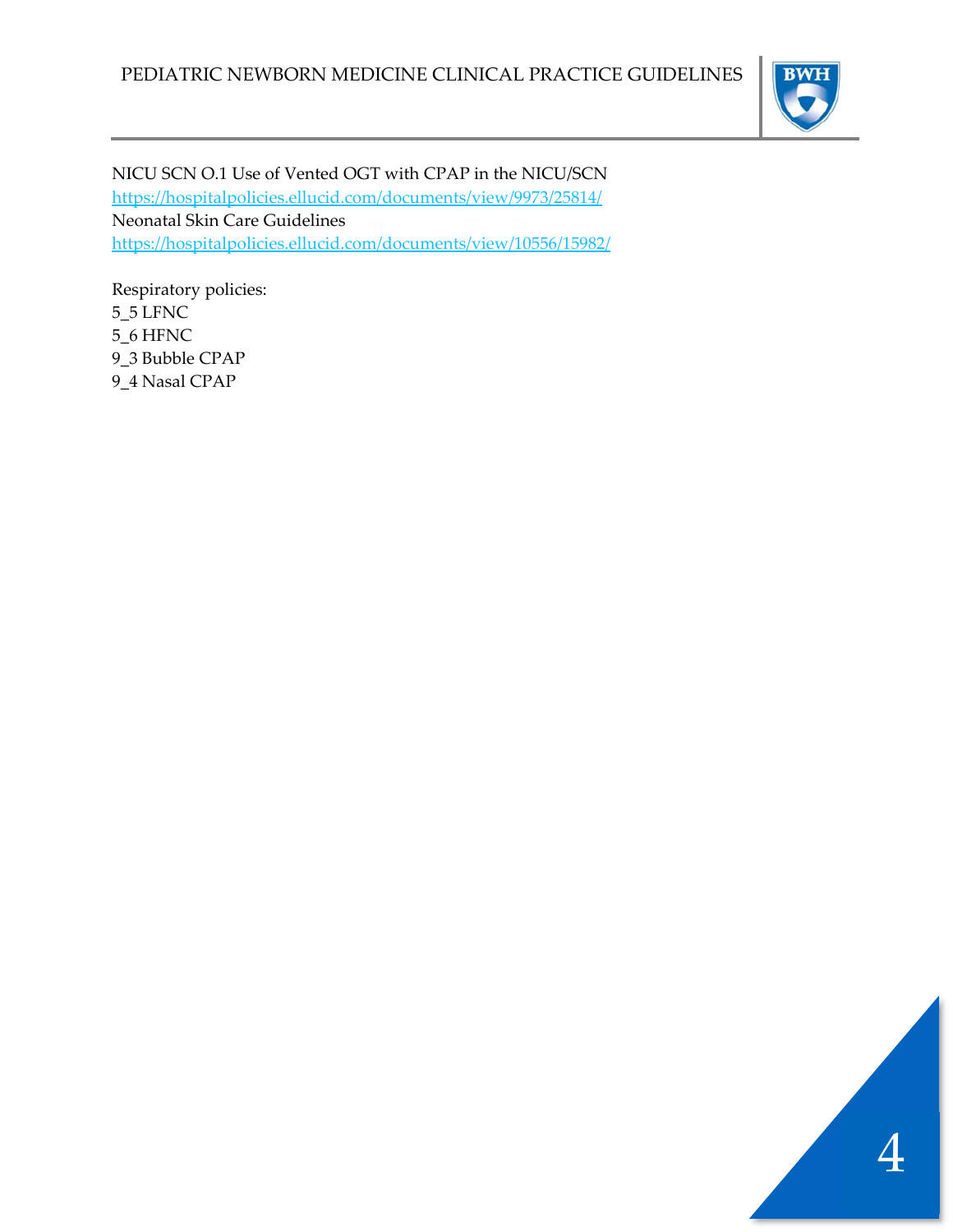NICU SCN O.1 Use of Vented OGT with CPAP in the NICU/SCN
https://hospitalpolicies.ellucid.com/documents/view/9973/25814/
Neonatal Skin Care Guidelines
https://hospitalpolicies.ellucid.com/documents/view/10556/15982/

Respiratory policies:
5_5 LFNC
5_6 HFNC
9_3 Bubble CPAP
9_4 Nasal CPAP